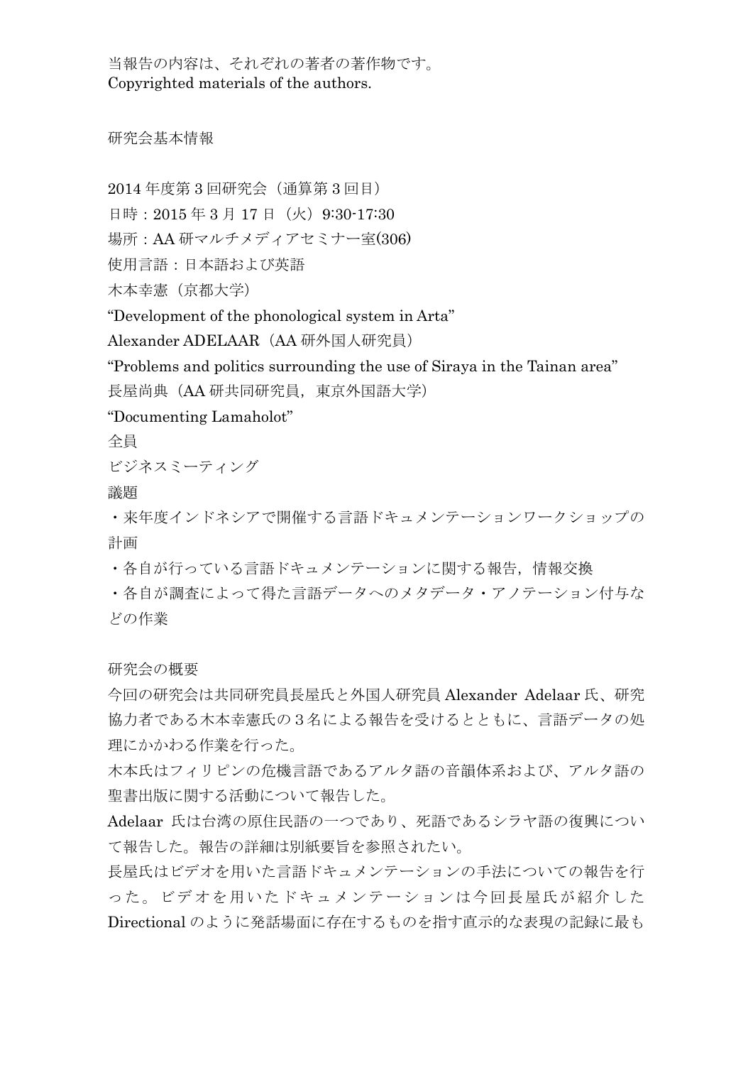当報告の内容は、それぞれの著者の著作物です。
Copyrighted materials of the authors.

研究会基本情報

2014 年度第 3 回研究会（通算第 3 回目）

日時：2015 年 3 月 17 日（火）9:30-17:30

場所：AA 研マルチメディアセミナー室(306)

使用言語：日本語および英語

木本幸憲（京都大学）

“Development of the phonological system in Arta”

Alexander ADELAAR（AA 研外国人研究員）

“Problems and politics surrounding the use of Siraya in the Tainan area”

長屋尚典（AA 研共同研究員，東京外国語大学）

“Documenting Lamaholot”

全員

ビジネスミーティング

議題

・来年度インドネシアで開催する言語ドキュメンテーションワークショップの計画

・各自が行っている言語ドキュメンテーションに関する報告，情報交換

・各自が調査によって得た言語データへのメタデータ・アノテーション付与などの作業

研究会の概要

今回の研究会は共同研究員長屋氏と外国人研究員 Alexander Adelaar 氏、研究協力者である木本幸憲氏の３名による報告を受けるとともに、言語データの処理にかかわる作業を行った。

木本氏はフィリピンの危機言語であるアルタ語の音韻体系および、アルタ語の聖書出版に関する活動について報告した。

Adelaar 氏は台湾の原住民語の一つであり、死語であるシラヤ語の復興について報告した。報告の詳細は別紙要旨を参照されたい。

長屋氏はビデオを用いた言語ドキュメンテーションの手法についての報告を行った。ビデオを用いたドキュメンテーションは今回長屋氏が紹介した Directional のように発話場面に存在するものを指す直示的な表現の記録に最も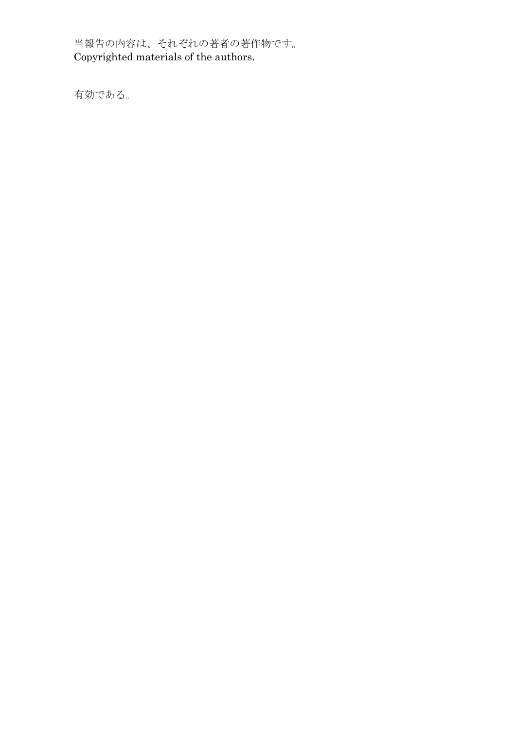有効である。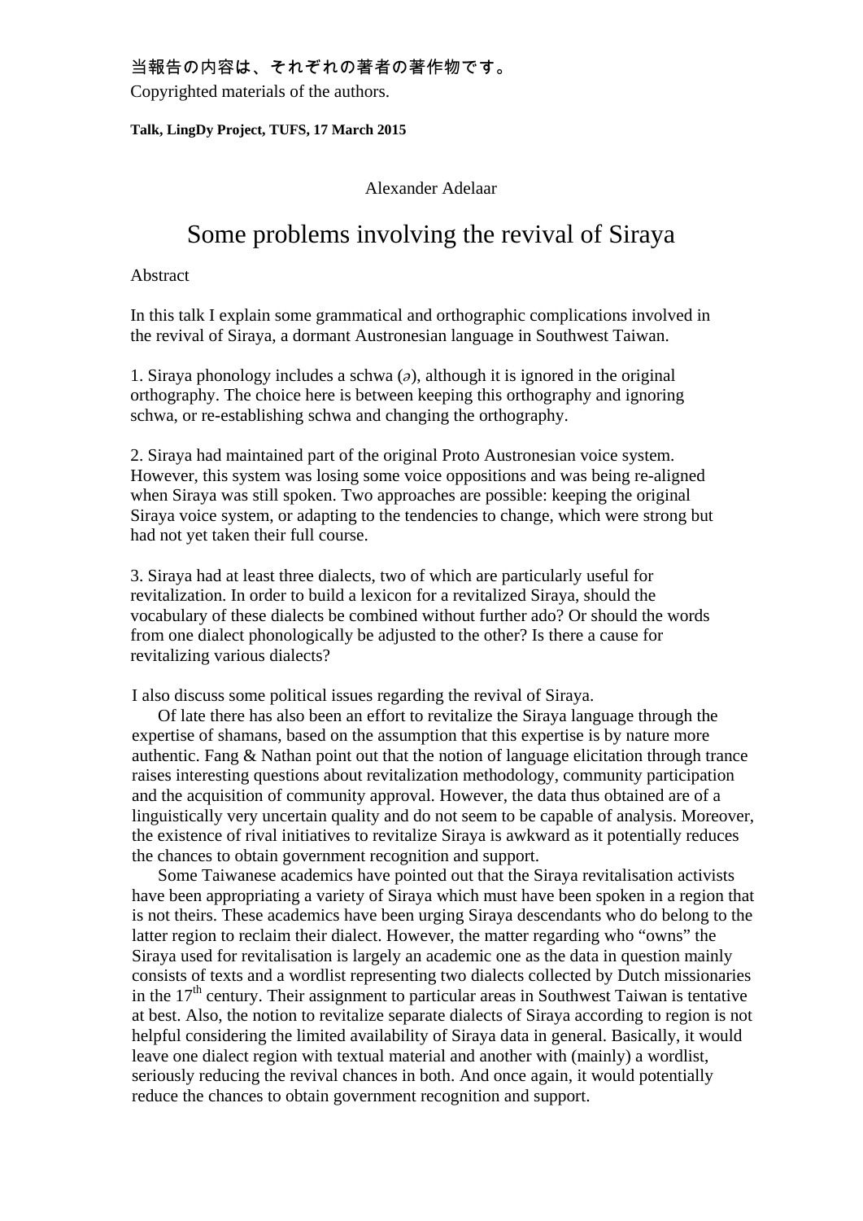当報告の内容は、それぞれの著者の著作物です。

Copyrighted materials of the authors.

**Talk, LingDy Project, TUFS, 17 March 2015**

Alexander Adelaar

# Some problems involving the revival of Siraya

Abstract

In this talk I explain some grammatical and orthographic complications involved in the revival of Siraya, a dormant Austronesian language in Southwest Taiwan.

1. Siraya phonology includes a schwa (ə), although it is ignored in the original orthography. The choice here is between keeping this orthography and ignoring schwa, or re-establishing schwa and changing the orthography.

2. Siraya had maintained part of the original Proto Austronesian voice system. However, this system was losing some voice oppositions and was being re-aligned when Siraya was still spoken. Two approaches are possible: keeping the original Siraya voice system, or adapting to the tendencies to change, which were strong but had not yet taken their full course.

3. Siraya had at least three dialects, two of which are particularly useful for revitalization. In order to build a lexicon for a revitalized Siraya, should the vocabulary of these dialects be combined without further ado? Or should the words from one dialect phonologically be adjusted to the other? Is there a cause for revitalizing various dialects?

I also discuss some political issues regarding the revival of Siraya.

Of late there has also been an effort to revitalize the Siraya language through the expertise of shamans, based on the assumption that this expertise is by nature more authentic. Fang & Nathan point out that the notion of language elicitation through trance raises interesting questions about revitalization methodology, community participation and the acquisition of community approval. However, the data thus obtained are of a linguistically very uncertain quality and do not seem to be capable of analysis. Moreover, the existence of rival initiatives to revitalize Siraya is awkward as it potentially reduces the chances to obtain government recognition and support.

Some Taiwanese academics have pointed out that the Siraya revitalisation activists have been appropriating a variety of Siraya which must have been spoken in a region that is not theirs. These academics have been urging Siraya descendants who do belong to the latter region to reclaim their dialect. However, the matter regarding who "owns" the Siraya used for revitalisation is largely an academic one as the data in question mainly consists of texts and a wordlist representing two dialects collected by Dutch missionaries in the 17th century. Their assignment to particular areas in Southwest Taiwan is tentative at best. Also, the notion to revitalize separate dialects of Siraya according to region is not helpful considering the limited availability of Siraya data in general. Basically, it would leave one dialect region with textual material and another with (mainly) a wordlist, seriously reducing the revival chances in both. And once again, it would potentially reduce the chances to obtain government recognition and support.